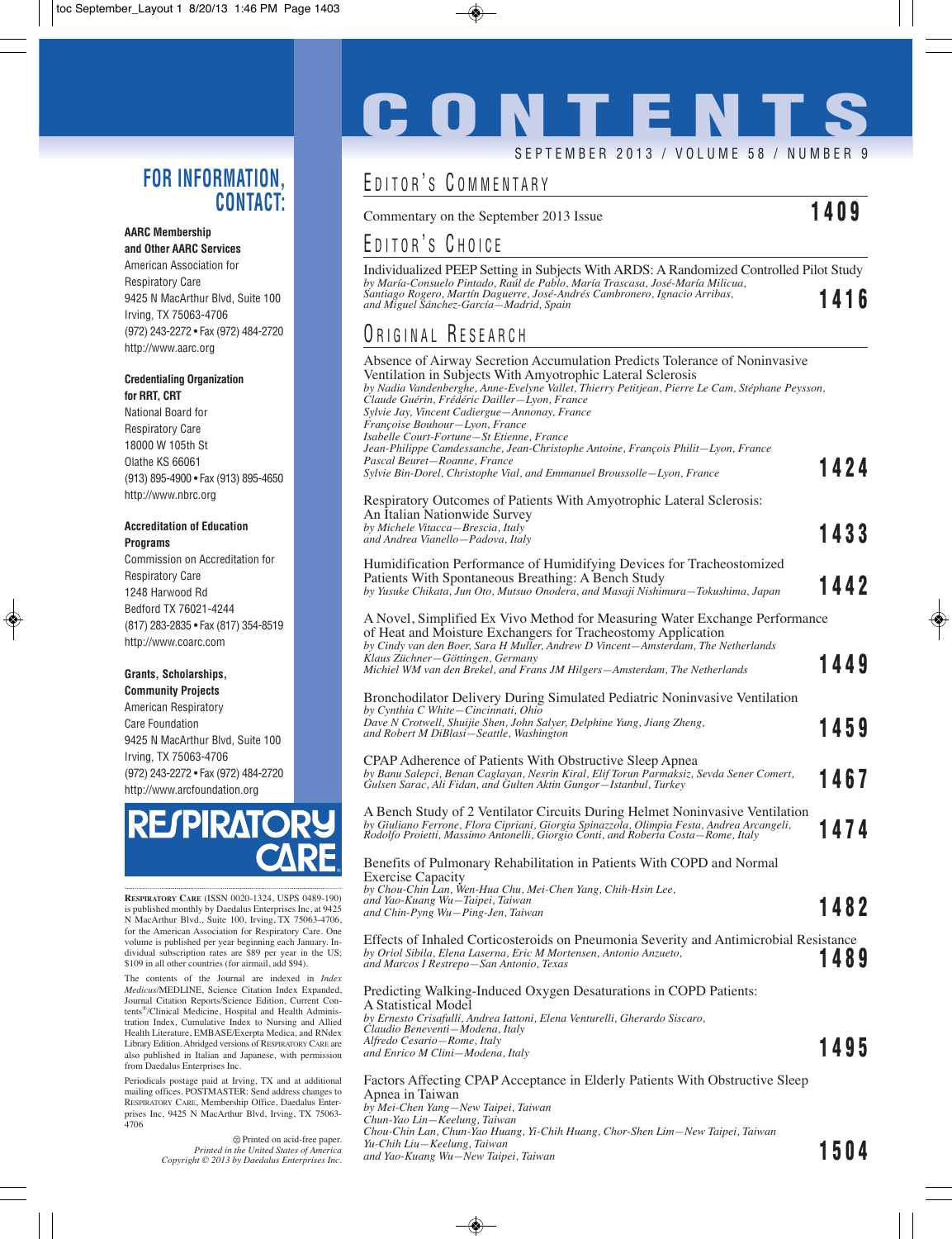# CONTENTS

SEPTEMBER 2013 / VOLUME 58 / NUMBER 9

## EDITOR'S COMMENTARY

Commentary on the September 2013 Issue **1409**

## EDITOR'S CHOICE

Individualized PEEP Setting in Subjects With ARDS: A Randomized Controlled Pilot Study
*by María-Consuelo Pintado, Raúl de Pablo, María Trascasa, José-María Milicua, Santiago Rogero, Martín Daguerre, José-Andrés Cambronero, Ignacio Arribas, and Miguel Sánchez-García—Madrid, Spain* **1416**

## ORIGINAL RESEARCH

Absence of Airway Secretion Accumulation Predicts Tolerance of Noninvasive Ventilation in Subjects With Amyotrophic Lateral Sclerosis
*by Nadia Vandenberghe, Anne-Evelyne Vallet, Thierry Petitjean, Pierre Le Cam, Stéphane Peysson, Claude Guérin, Frédéric Dailler—Lyon, France*
*Sylvie Jay, Vincent Cadiergue—Annonay, France*
*Françoise Bouhour—Lyon, France*
*Isabelle Court-Fortune—St Etienne, France*
*Jean-Philippe Camdessanche, Jean-Christophe Antoine, François Philit—Lyon, France*
*Pascal Beuret—Roanne, France*
*Sylvie Bin-Dorel, Christophe Vial, and Emmanuel Broussolle—Lyon, France* **1424**

Respiratory Outcomes of Patients With Amyotrophic Lateral Sclerosis: An Italian Nationwide Survey
*by Michele Vitacca—Brescia, Italy*
*and Andrea Vianello—Padova, Italy* **1433**

Humidification Performance of Humidifying Devices for Tracheostomized Patients With Spontaneous Breathing: A Bench Study
*by Yusuke Chikata, Jun Oto, Mutsuo Onodera, and Masaji Nishimura—Tokushima, Japan* **1442**

A Novel, Simplified Ex Vivo Method for Measuring Water Exchange Performance of Heat and Moisture Exchangers for Tracheostomy Application
*by Cindy van den Boer, Sara H Muller, Andrew D Vincent—Amsterdam, The Netherlands*
*Klaus Züchner—Göttingen, Germany*
*Michiel WM van den Brekel, and Frans JM Hilgers—Amsterdam, The Netherlands* **1449**

Bronchodilator Delivery During Simulated Pediatric Noninvasive Ventilation
*by Cynthia C White—Cincinnati, Ohio*
*Dave N Crotwell, Shuijie Shen, John Salyer, Delphine Yung, Jiang Zheng, and Robert M DiBlasi—Seattle, Washington* **1459**

CPAP Adherence of Patients With Obstructive Sleep Apnea
*by Banu Salepci, Benan Caglayan, Nesrin Kiral, Elif Torun Parmaksiz, Sevda Sener Comert, Gulsen Sarac, Ali Fidan, and Gulten Aktin Gungor—Istanbul, Turkey* **1467**

A Bench Study of 2 Ventilator Circuits During Helmet Noninvasive Ventilation
*by Giuliano Ferrone, Flora Cipriani, Giorgia Spinazzola, Olimpia Festa, Andrea Arcangeli, Rodolfo Proietti, Massimo Antonelli, Giorgio Conti, and Roberta Costa—Rome, Italy* **1474**

Benefits of Pulmonary Rehabilitation in Patients With COPD and Normal Exercise Capacity
*by Chou-Chin Lan, Wen-Hua Chu, Mei-Chen Yang, Chih-Hsin Lee, and Yao-Kuang Wu—Taipei, Taiwan*
*and Chin-Pyng Wu—Ping-Jen, Taiwan* **1482**

Effects of Inhaled Corticosteroids on Pneumonia Severity and Antimicrobial Resistance
*by Oriol Sibila, Elena Laserna, Eric M Mortensen, Antonio Anzueto, and Marcos I Restrepo—San Antonio, Texas* **1489**

Predicting Walking-Induced Oxygen Desaturations in COPD Patients: A Statistical Model
*by Ernesto Crisafulli, Andrea Iattoni, Elena Venturelli, Gherardo Siscaro, Claudio Beneventi—Modena, Italy*
*Alfredo Cesario—Rome, Italy*
*and Enrico M Clini—Modena, Italy* **1495**

Factors Affecting CPAP Acceptance in Elderly Patients With Obstructive Sleep Apnea in Taiwan
*by Mei-Chen Yang—New Taipei, Taiwan*
*Chun-Yao Lin—Keelung, Taiwan*
*Chou-Chin Lan, Chun-Yao Huang, Yi-Chih Huang, Chor-Shen Lim—New Taipei, Taiwan*
*Yu-Chih Liu—Keelung, Taiwan*
*and Yao-Kuang Wu—New Taipei, Taiwan* **1504**

---

## FOR INFORMATION, CONTACT:

**AARC Membership and Other AARC Services**
American Association for Respiratory Care
9425 N MacArthur Blvd, Suite 100
Irving, TX 75063-4706
(972) 243-2272 • Fax (972) 484-2720
http://www.aarc.org

**Credentialing Organization for RRT, CRT**
National Board for Respiratory Care
18000 W 105th St
Olathe KS 66061
(913) 895-4900 • Fax (913) 895-4650
http://www.nbrc.org

**Accreditation of Education Programs**
Commission on Accreditation for Respiratory Care
1248 Harwood Rd
Bedford TX 76021-4244
(817) 283-2835 • Fax (817) 354-8519
http://www.coarc.com

**Grants, Scholarships, Community Projects**
American Respiratory Care Foundation
9425 N MacArthur Blvd, Suite 100
Irving, TX 75063-4706
(972) 243-2272 • Fax (972) 484-2720
http://www.arcfoundation.org

RESPIRATORY CARE

RESPIRATORY CARE (ISSN 0020-1324, USPS 0489-190) is published monthly by Daedalus Enterprises Inc, at 9425 N MacArthur Blvd., Suite 100, Irving, TX 75063-4706, for the American Association for Respiratory Care. One volume is published per year beginning each January. Individual subscription rates are $89 per year in the US; $109 in all other countries (for airmail, add $94).

The contents of the Journal are indexed in *Index Medicus*/MEDLINE, Science Citation Index Expanded, Journal Citation Reports/Science Edition, Current Contents®/Clinical Medicine, Hospital and Health Administration Index, Cumulative Index to Nursing and Allied Health Literature, EMBASE/Exerpta Medica, and RNdex Library Edition. Abridged versions of RESPIRATORY CARE are also published in Italian and Japanese, with permission from Daedalus Enterprises Inc.

Periodicals postage paid at Irving, TX and at additional mailing offices. POSTMASTER: Send address changes to RESPIRATORY CARE, Membership Office, Daedalus Enterprises Inc, 9425 N MacArthur Blvd, Irving, TX 75063-4706

Printed on acid-free paper.
*Printed in the United States of America*
*Copyright © 2013 by Daedalus Enterprises Inc.*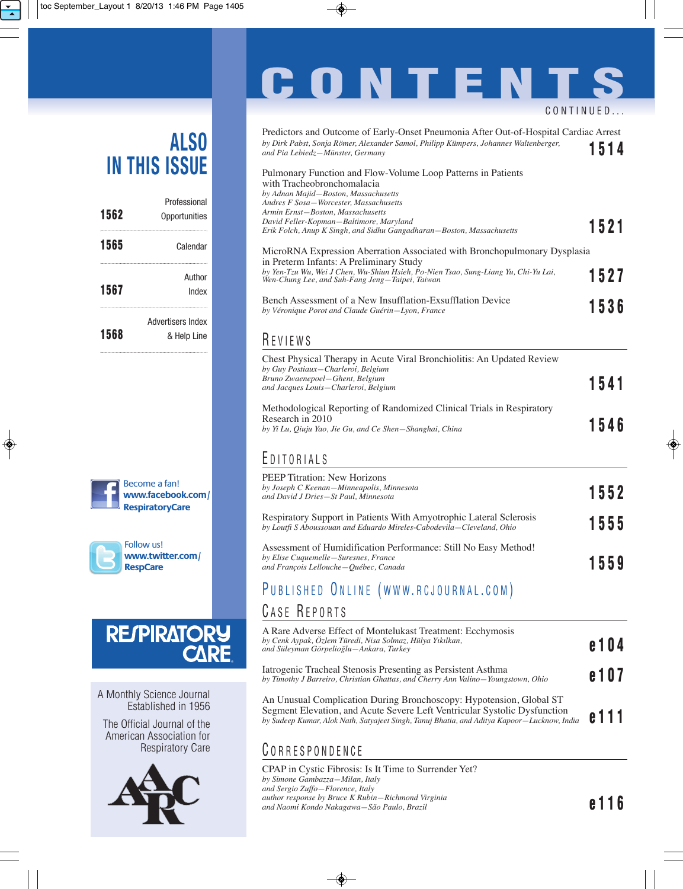# CONTENTS

CONTINUED...

Predictors and Outcome of Early-Onset Pneumonia After Out-of-Hospital Cardiac Arrest
*by Dirk Pabst, Sonja Römer, Alexander Samol, Philipp Kümpers, Johannes Waltenberger, and Pia Lebiedz—Münster, Germany* **1514**

Pulmonary Function and Flow-Volume Loop Patterns in Patients with Tracheobronchomalacia
*by Adnan Majid—Boston, Massachusetts*
*Andres F Sosa—Worcester, Massachusetts*
*Armin Ernst—Boston, Massachusetts*
*David Feller-Kopman—Baltimore, Maryland*
*Erik Folch, Anup K Singh, and Sidhu Gangadharan—Boston, Massachusetts* **1521**

MicroRNA Expression Aberration Associated with Bronchopulmonary Dysplasia in Preterm Infants: A Preliminary Study
*by Yen-Tzu Wu, Wei J Chen, Wu-Shiun Hsieh, Po-Nien Tsao, Sung-Liang Yu, Chi-Yu Lai, Wen-Chung Lee, and Suh-Fang Jeng—Taipei, Taiwan* **1527**

Bench Assessment of a New Insufflation-Exsufflation Device
*by Véronique Porot and Claude Guérin—Lyon, France* **1536**

## Reviews

Chest Physical Therapy in Acute Viral Bronchiolitis: An Updated Review
*by Guy Postiaux—Charleroi, Belgium*
*Bruno Zwaenepoel—Ghent, Belgium*
*and Jacques Louis—Charleroi, Belgium* **1541**

Methodological Reporting of Randomized Clinical Trials in Respiratory Research in 2010
*by Yi Lu, Qiuju Yao, Jie Gu, and Ce Shen—Shanghai, China* **1546**

## Editorials

PEEP Titration: New Horizons
*by Joseph C Keenan—Minneapolis, Minnesota*
*and David J Dries—St Paul, Minnesota* **1552**

Respiratory Support in Patients With Amyotrophic Lateral Sclerosis
*by Loutfi S Aboussouan and Eduardo Mireles-Cabodevila—Cleveland, Ohio* **1555**

Assessment of Humidification Performance: Still No Easy Method!
*by Elise Cuquemelle—Suresnes, France*
*and François Lellouche—Québec, Canada* **1559**

## Published Online (www.rcjournal.com)

## Case Reports

A Rare Adverse Effect of Montelukast Treatment: Ecchymosis
*by Cenk Aypak, Özlem Türedi, Nisa Solmaz, Hülya Yıkılkan, and Süleyman Görpelioğlu—Ankara, Turkey* **e104**

Iatrogenic Tracheal Stenosis Presenting as Persistent Asthma
*by Timothy J Barreiro, Christian Ghattas, and Cherry Ann Valino—Youngstown, Ohio* **e107**

An Unusual Complication During Bronchoscopy: Hypotension, Global ST Segment Elevation, and Acute Severe Left Ventricular Systolic Dysfunction
*by Sudeep Kumar, Alok Nath, Satyajeet Singh, Tanuj Bhatia, and Aditya Kapoor—Lucknow, India* **e111**

## Correspondence

CPAP in Cystic Fibrosis: Is It Time to Surrender Yet?
*by Simone Gambazza—Milan, Italy*
*and Sergio Zuffo—Florence, Italy*
*author response by Bruce K Rubin—Richmond Virginia*
*and Naomi Kondo Nakagawa—São Paulo, Brazil* **e116**

## ALSO IN THIS ISSUE

| | |
|---|---|
| 1562 | Professional Opportunities |
| 1565 | Calendar |
| 1567 | Author Index |
| 1568 | Advertisers Index & Help Line |

Become a fan! www.facebook.com/RespiratoryCare

Follow us! www.twitter.com/RespCare

RESPIRATORY CARE

A Monthly Science Journal Established in 1956

The Official Journal of the American Association for Respiratory Care

AARC